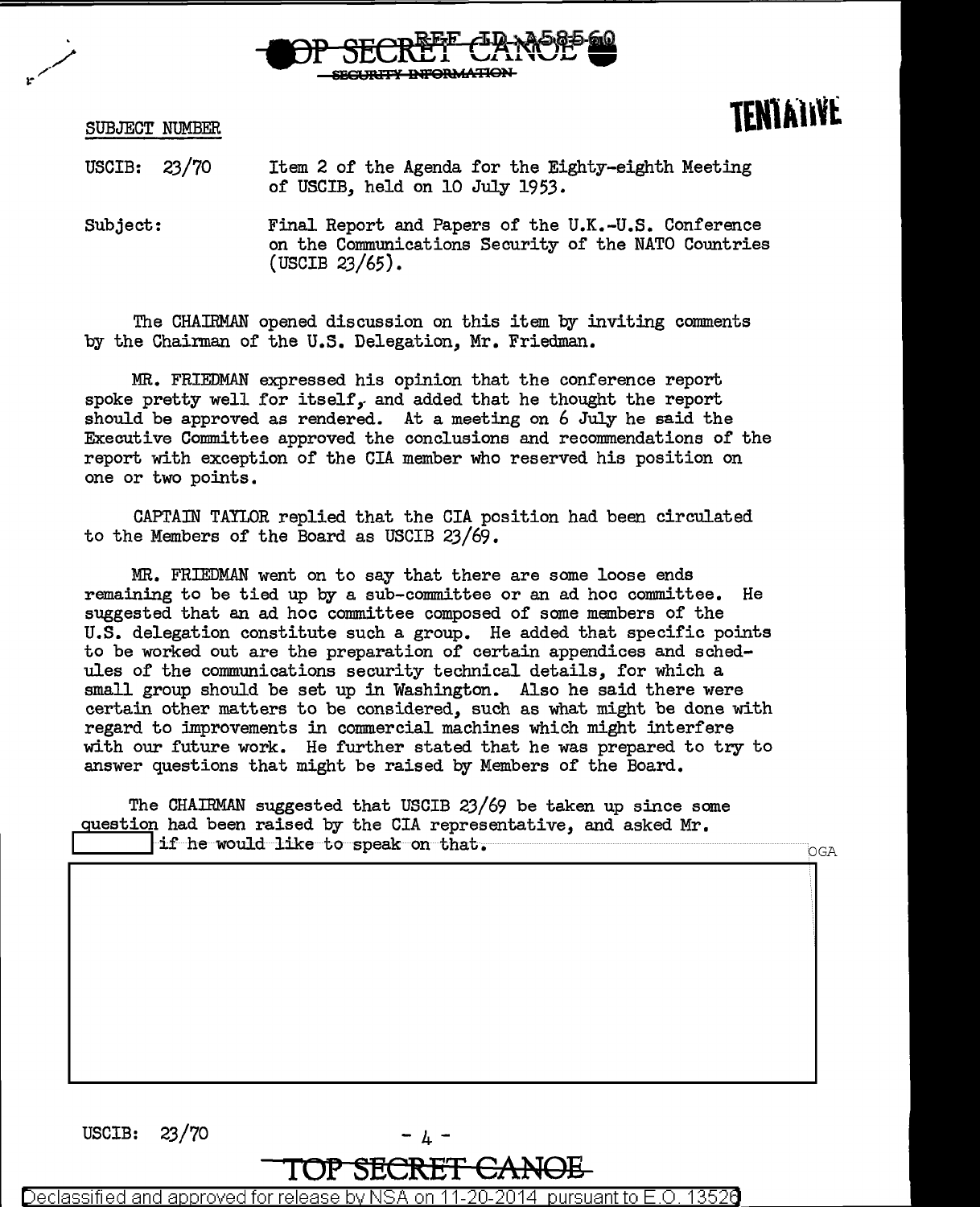TOP SECRET CANOE
SECURITY INFORMATION

SUBJECT NUMBER

TENTATIVE

USCIB: 23/70 — Item 2 of the Agenda for the Eighty-eighth Meeting of USCIB, held on 10 July 1953.

Subject: Final Report and Papers of the U.K.-U.S. Conference on the Communications Security of the NATO Countries (USCIB 23/65).

The CHAIRMAN opened discussion on this item by inviting comments by the Chairman of the U.S. Delegation, Mr. Friedman.

MR. FRIEDMAN expressed his opinion that the conference report spoke pretty well for itself, and added that he thought the report should be approved as rendered. At a meeting on 6 July he said the Executive Committee approved the conclusions and recommendations of the report with exception of the CIA member who reserved his position on one or two points.

CAPTAIN TAYLOR replied that the CIA position had been circulated to the Members of the Board as USCIB 23/69.

MR. FRIEDMAN went on to say that there are some loose ends remaining to be tied up by a sub-committee or an ad hoc committee. He suggested that an ad hoc committee composed of some members of the U.S. delegation constitute such a group. He added that specific points to be worked out are the preparation of certain appendices and schedules of the communications security technical details, for which a small group should be set up in Washington. Also he said there were certain other matters to be considered, such as what might be done with regard to improvements in commercial machines which might interfere with our future work. He further stated that he was prepared to try to answer questions that might be raised by Members of the Board.

The CHAIRMAN suggested that USCIB 23/69 be taken up since some question had been raised by the CIA representative, and asked Mr. [redacted] if he would like to speak on that.

OGA

[redacted]

USCIB: 23/70

TOP SECRET CANOE

Declassified and approved for release by NSA on 11-20-2014 pursuant to E.O. 13526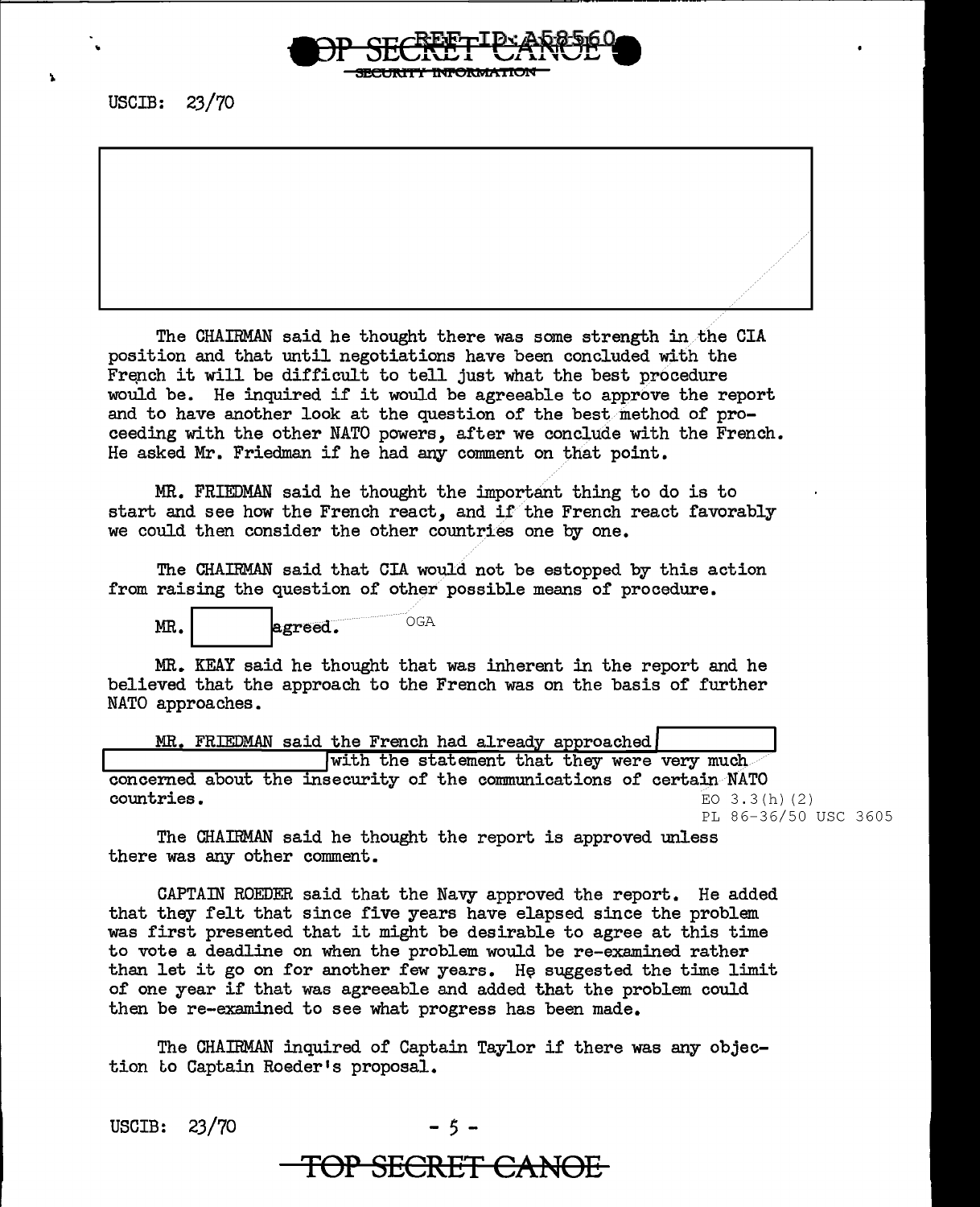TOP SECRET CANOE
SECURITY INFORMATION

USCIB: 23/70

The CHAIRMAN said he thought there was some strength in the CIA position and that until negotiations have been concluded with the French it will be difficult to tell just what the best procedure would be. He inquired if it would be agreeable to approve the report and to have another look at the question of the best method of proceeding with the other NATO powers, after we conclude with the French. He asked Mr. Friedman if he had any comment on that point.

MR. FRIEDMAN said he thought the important thing to do is to start and see how the French react, and if the French react favorably we could then consider the other countries one by one.

The CHAIRMAN said that CIA would not be estopped by this action from raising the question of other possible means of procedure.

MR. [          ] agreed. OGA

MR. KEAY said he thought that was inherent in the report and he believed that the approach to the French was on the basis of further NATO approaches.

MR. FRIEDMAN said the French had already approached [          ] [          ] with the statement that they were very much concerned about the insecurity of the communications of certain NATO countries.

EO 3.3(h)(2)
PL 86-36/50 USC 3605

The CHAIRMAN said he thought the report is approved unless there was any other comment.

CAPTAIN ROEDER said that the Navy approved the report. He added that they felt that since five years have elapsed since the problem was first presented that it might be desirable to agree at this time to vote a deadline on when the problem would be re-examined rather than let it go on for another few years. He suggested the time limit of one year if that was agreeable and added that the problem could then be re-examined to see what progress has been made.

The CHAIRMAN inquired of Captain Taylor if there was any objection to Captain Roeder's proposal.

USCIB: 23/70

TOP SECRET CANOE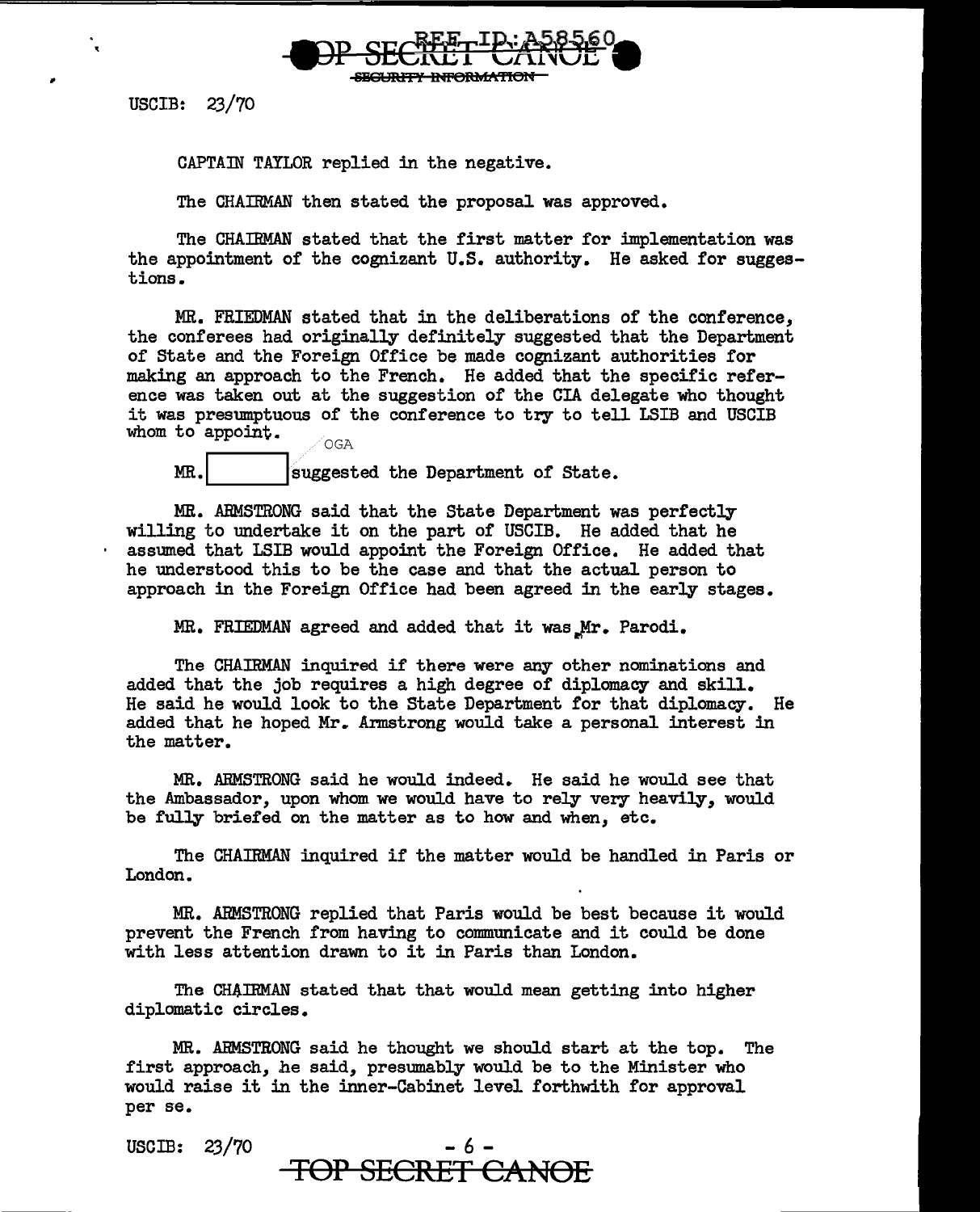USCIB: 23/70

CAPTAIN TAYLOR replied in the negative.

The CHAIRMAN then stated the proposal was approved.

The CHAIRMAN stated that the first matter for implementation was the appointment of the cognizant U.S. authority. He asked for suggestions.

MR. FRIEDMAN stated that in the deliberations of the conference, the conferees had originally definitely suggested that the Department of State and the Foreign Office be made cognizant authorities for making an approach to the French. He added that the specific reference was taken out at the suggestion of the CIA delegate who thought it was presumptuous of the conference to try to tell LSIB and USCIB whom to appoint.

OGA

MR. [ ] suggested the Department of State.

MR. ARMSTRONG said that the State Department was perfectly willing to undertake it on the part of USCIB. He added that he assumed that LSIB would appoint the Foreign Office. He added that he understood this to be the case and that the actual person to approach in the Foreign Office had been agreed in the early stages.

MR. FRIEDMAN agreed and added that it was Mr. Parodi.

The CHAIRMAN inquired if there were any other nominations and added that the job requires a high degree of diplomacy and skill. He said he would look to the State Department for that diplomacy. He added that he hoped Mr. Armstrong would take a personal interest in the matter.

MR. ARMSTRONG said he would indeed. He said he would see that the Ambassador, upon whom we would have to rely very heavily, would be fully briefed on the matter as to how and when, etc.

The CHAIRMAN inquired if the matter would be handled in Paris or London.

MR. ARMSTRONG replied that Paris would be best because it would prevent the French from having to communicate and it could be done with less attention drawn to it in Paris than London.

The CHAIRMAN stated that that would mean getting into higher diplomatic circles.

MR. ARMSTRONG said he thought we should start at the top. The first approach, he said, presumably would be to the Minister who would raise it in the inner-Cabinet level forthwith for approval per se.

USCIB: 23/70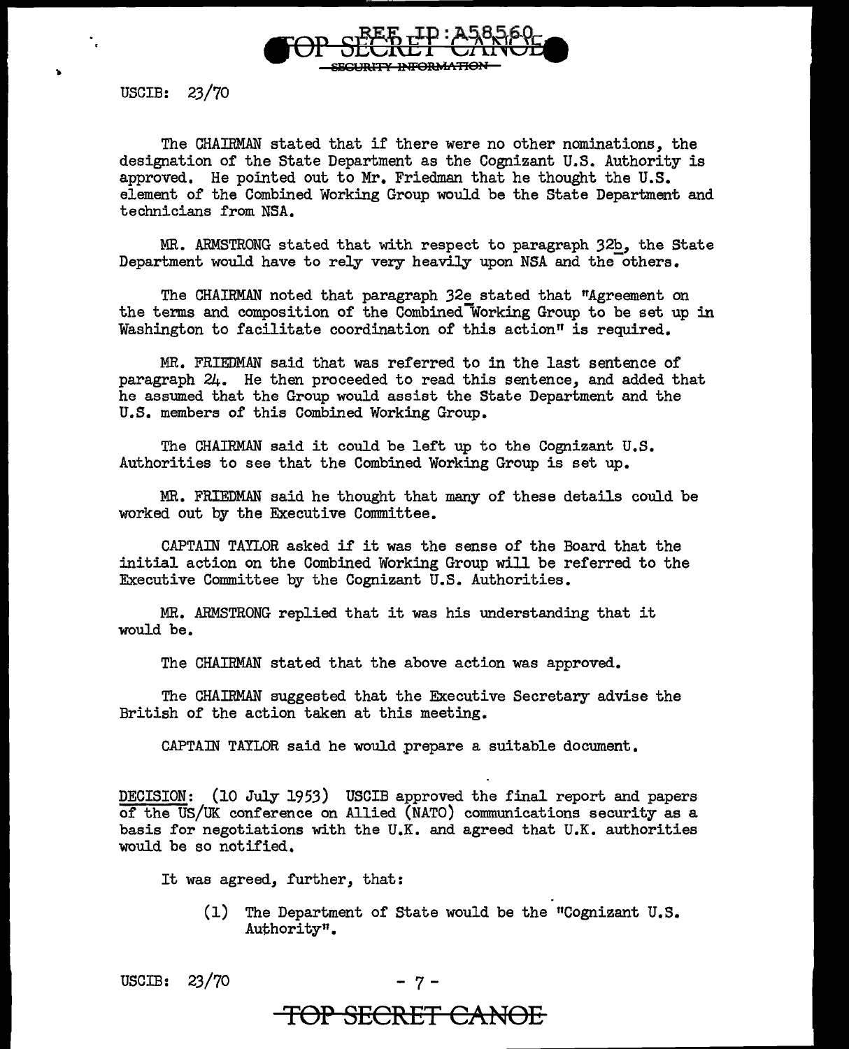USCIB: 23/70

The CHAIRMAN stated that if there were no other nominations, the designation of the State Department as the Cognizant U.S. Authority is approved. He pointed out to Mr. Friedman that he thought the U.S. element of the Combined Working Group would be the State Department and technicians from NSA.

MR. ARMSTRONG stated that with respect to paragraph 32b, the State Department would have to rely very heavily upon NSA and the others.

The CHAIRMAN noted that paragraph 32e stated that "Agreement on the terms and composition of the Combined Working Group to be set up in Washington to facilitate coordination of this action" is required.

MR. FRIEDMAN said that was referred to in the last sentence of paragraph 24. He then proceeded to read this sentence, and added that he assumed that the Group would assist the State Department and the U.S. members of this Combined Working Group.

The CHAIRMAN said it could be left up to the Cognizant U.S. Authorities to see that the Combined Working Group is set up.

MR. FRIEDMAN said he thought that many of these details could be worked out by the Executive Committee.

CAPTAIN TAYLOR asked if it was the sense of the Board that the initial action on the Combined Working Group will be referred to the Executive Committee by the Cognizant U.S. Authorities.

MR. ARMSTRONG replied that it was his understanding that it would be.

The CHAIRMAN stated that the above action was approved.

The CHAIRMAN suggested that the Executive Secretary advise the British of the action taken at this meeting.

CAPTAIN TAYLOR said he would prepare a suitable document.

DECISION: (10 July 1953) USCIB approved the final report and papers of the US/UK conference on Allied (NATO) communications security as a basis for negotiations with the U.K. and agreed that U.K. authorities would be so notified.

It was agreed, further, that:

(1) The Department of State would be the "Cognizant U.S. Authority".

USCIB: 23/70

TOP SECRET CANOE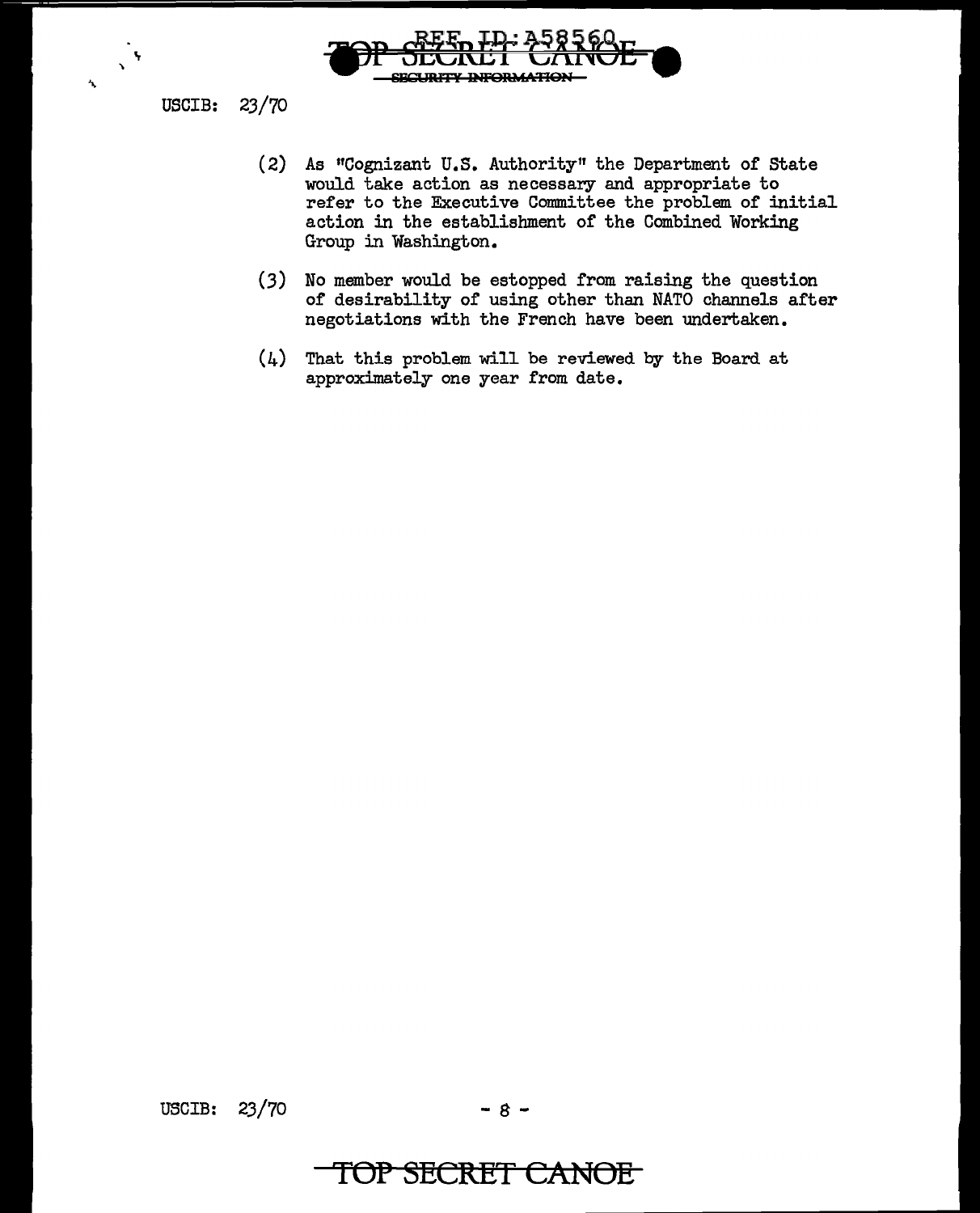(2) As "Cognizant U.S. Authority" the Department of State would take action as necessary and appropriate to refer to the Executive Committee the problem of initial action in the establishment of the Combined Working Group in Washington.

(3) No member would be estopped from raising the question of desirability of using other than NATO channels after negotiations with the French have been undertaken.

(4) That this problem will be reviewed by the Board at approximately one year from date.